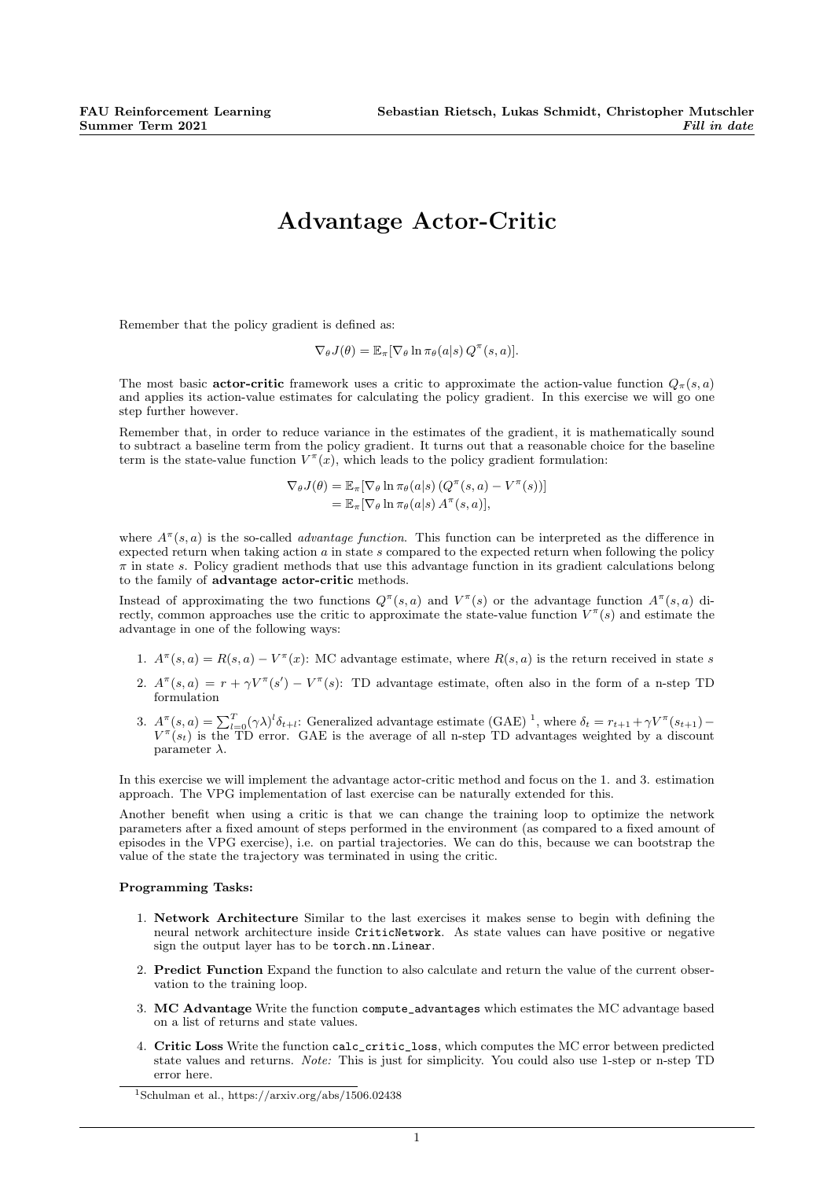# Advantage Actor-Critic

Remember that the policy gradient is defined as:

$$\nabla_\theta J(\theta) = \mathbb{E}_\pi[\nabla_\theta \ln \pi_\theta(a|s)\, Q^\pi(s,a)].$$

The most basic **actor-critic** framework uses a critic to approximate the action-value function $Q_\pi(s,a)$ and applies its action-value estimates for calculating the policy gradient. In this exercise we will go one step further however.

Remember that, in order to reduce variance in the estimates of the gradient, it is mathematically sound to subtract a baseline term from the policy gradient. It turns out that a reasonable choice for the baseline term is the state-value function $V^\pi(x)$, which leads to the policy gradient formulation:

$$\begin{aligned}\nabla_\theta J(\theta) &= \mathbb{E}_\pi[\nabla_\theta \ln \pi_\theta(a|s)\,(Q^\pi(s,a) - V^\pi(s))] \\ &= \mathbb{E}_\pi[\nabla_\theta \ln \pi_\theta(a|s)\, A^\pi(s,a)],\end{aligned}$$

where $A^\pi(s,a)$ is the so-called *advantage function*. This function can be interpreted as the difference in expected return when taking action $a$ in state $s$ compared to the expected return when following the policy $\pi$ in state $s$. Policy gradient methods that use this advantage function in its gradient calculations belong to the family of **advantage actor-critic** methods.

Instead of approximating the two functions $Q^\pi(s,a)$ and $V^\pi(s)$ or the advantage function $A^\pi(s,a)$ directly, common approaches use the critic to approximate the state-value function $V^\pi(s)$ and estimate the advantage in one of the following ways:

1. $A^\pi(s,a) = R(s,a) - V^\pi(x)$: MC advantage estimate, where $R(s,a)$ is the return received in state $s$
2. $A^\pi(s,a) = r + \gamma V^\pi(s') - V^\pi(s)$: TD advantage estimate, often also in the form of a n-step TD formulation
3. $A^\pi(s,a) = \sum_{l=0}^{T} (\gamma\lambda)^l \delta_{t+l}$: Generalized advantage estimate (GAE) [1], where $\delta_t = r_{t+1} + \gamma V^\pi(s_{t+1}) - V^\pi(s_t)$ is the TD error. GAE is the average of all n-step TD advantages weighted by a discount parameter $\lambda$.

In this exercise we will implement the advantage actor-critic method and focus on the 1. and 3. estimation approach. The VPG implementation of last exercise can be naturally extended for this.

Another benefit when using a critic is that we can change the training loop to optimize the network parameters after a fixed amount of steps performed in the environment (as compared to a fixed amount of episodes in the VPG exercise), i.e. on partial trajectories. We can do this, because we can bootstrap the value of the state the trajectory was terminated in using the critic.

**Programming Tasks:**

1. **Network Architecture** Similar to the last exercises it makes sense to begin with defining the neural network architecture inside `CriticNetwork`. As state values can have positive or negative sign the output layer has to be `torch.nn.Linear`.
2. **Predict Function** Expand the function to also calculate and return the value of the current observation to the training loop.
3. **MC Advantage** Write the function `compute_advantages` which estimates the MC advantage based on a list of returns and state values.
4. **Critic Loss** Write the function `calc_critic_loss`, which computes the MC error between predicted state values and returns. *Note:* This is just for simplicity. You could also use 1-step or n-step TD error here.

[1] Schulman et al., https://arxiv.org/abs/1506.02438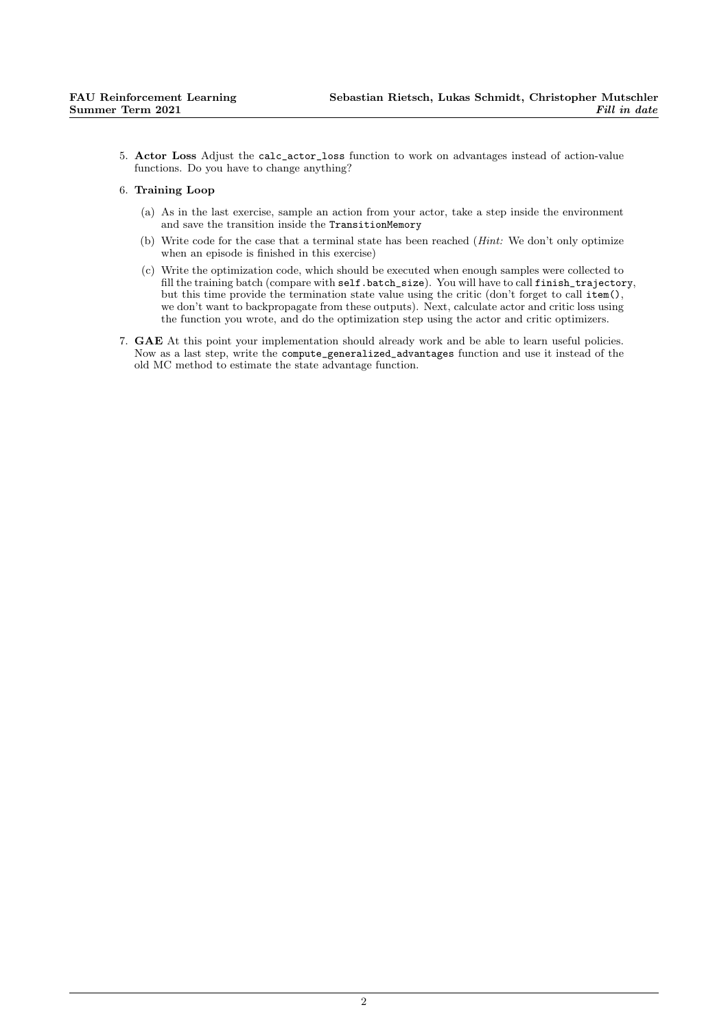5. **Actor Loss** Adjust the `calc_actor_loss` function to work on advantages instead of action-value functions. Do you have to change anything?

6. **Training Loop**

   (a) As in the last exercise, sample an action from your actor, take a step inside the environment and save the transition inside the `TransitionMemory`

   (b) Write code for the case that a terminal state has been reached (*Hint:* We don't only optimize when an episode is finished in this exercise)

   (c) Write the optimization code, which should be executed when enough samples were collected to fill the training batch (compare with `self.batch_size`). You will have to call `finish_trajectory`, but this time provide the termination state value using the critic (don't forget to call `item()`, we don't want to backpropagate from these outputs). Next, calculate actor and critic loss using the function you wrote, and do the optimization step using the actor and critic optimizers.

7. **GAE** At this point your implementation should already work and be able to learn useful policies. Now as a last step, write the `compute_generalized_advantages` function and use it instead of the old MC method to estimate the state advantage function.